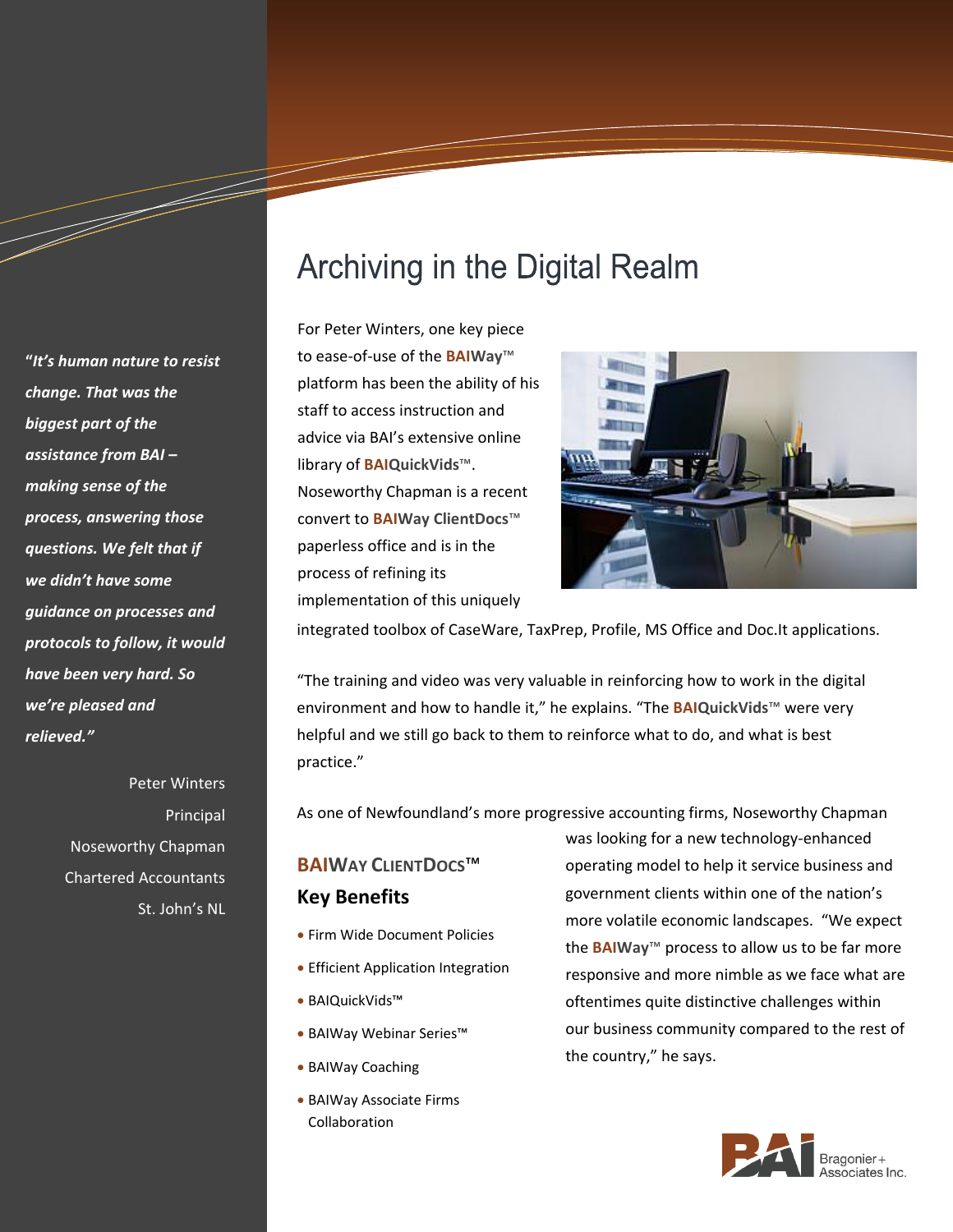# Archiving in the Digital Realm

*"It's human nature to resist change. That was the biggest part of the assistance from BAI – making sense of the process, answering those questions. We felt that if we didn't have some guidance on processes and protocols to follow, it would have been very hard. So we're pleased and relieved."*

Peter Winters
Principal
Noseworthy Chapman
Chartered Accountants
St. John's NL

For Peter Winters, one key piece to ease-of-use of the **BAIWay**™ platform has been the ability of his staff to access instruction and advice via BAI's extensive online library of **BAIQuickVids**™. Noseworthy Chapman is a recent convert to **BAIWay ClientDocs**™ paperless office and is in the process of refining its implementation of this uniquely integrated toolbox of CaseWare, TaxPrep, Profile, MS Office and Doc.It applications.

"The training and video was very valuable in reinforcing how to work in the digital environment and how to handle it," he explains. "The **BAIQuickVids**™ were very helpful and we still go back to them to reinforce what to do, and what is best practice."

As one of Newfoundland's more progressive accounting firms, Noseworthy Chapman was looking for a new technology-enhanced operating model to help it service business and government clients within one of the nation's more volatile economic landscapes. "We expect the **BAIWay**™ process to allow us to be far more responsive and more nimble as we face what are oftentimes quite distinctive challenges within our business community compared to the rest of the country," he says.

## BAIWAY CLIENTDOCS™

## Key Benefits

- Firm Wide Document Policies
- Efficient Application Integration
- BAIQuickVids™
- BAIWay Webinar Series™
- BAIWay Coaching
- BAIWay Associate Firms Collaboration

BAI Bragonier + Associates Inc.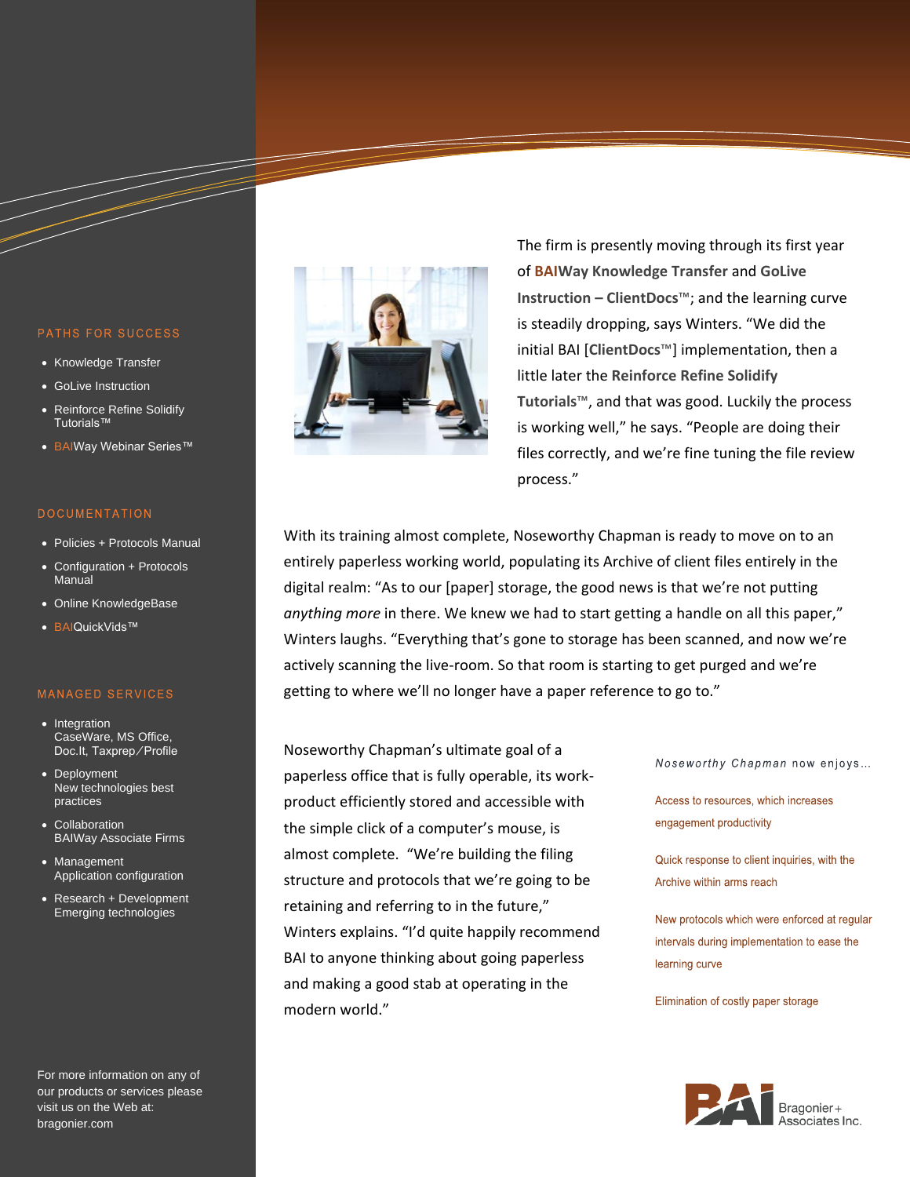The firm is presently moving through its first year of **BAIWay Knowledge Transfer** and **GoLive Instruction – ClientDocs**™; and the learning curve is steadily dropping, says Winters. "We did the initial BAI [**ClientDocs**™] implementation, then a little later the **Reinforce Refine Solidify Tutorials**™, and that was good. Luckily the process is working well," he says. "People are doing their files correctly, and we're fine tuning the file review process."

With its training almost complete, Noseworthy Chapman is ready to move on to an entirely paperless working world, populating its Archive of client files entirely in the digital realm: "As to our [paper] storage, the good news is that we're not putting *anything more* in there. We knew we had to start getting a handle on all this paper," Winters laughs. "Everything that's gone to storage has been scanned, and now we're actively scanning the live-room. So that room is starting to get purged and we're getting to where we'll no longer have a paper reference to go to."

Noseworthy Chapman's ultimate goal of a paperless office that is fully operable, its work-product efficiently stored and accessible with the simple click of a computer's mouse, is almost complete. "We're building the filing structure and protocols that we're going to be retaining and referring to in the future," Winters explains. "I'd quite happily recommend BAI to anyone thinking about going paperless and making a good stab at operating in the modern world."

*Noseworthy Chapman* now enjoys…

Access to resources, which increases engagement productivity

Quick response to client inquiries, with the Archive within arms reach

New protocols which were enforced at regular intervals during implementation to ease the learning curve

Elimination of costly paper storage

## PATHS FOR SUCCESS

- Knowledge Transfer
- GoLive Instruction
- Reinforce Refine Solidify Tutorials™
- BAIWay Webinar Series™

## DOCUMENTATION

- Policies + Protocols Manual
- Configuration + Protocols Manual
- Online KnowledgeBase
- BAIQuickVids™

## MANAGED SERVICES

- Integration
  CaseWare, MS Office, Doc.It, Taxprep ⁄ Profile
- Deployment
  New technologies best practices
- Collaboration
  BAIWay Associate Firms
- Management
  Application configuration
- Research + Development
  Emerging technologies

For more information on any of our products or services please visit us on the Web at: bragonier.com

BAI Bragonier+ Associates Inc.